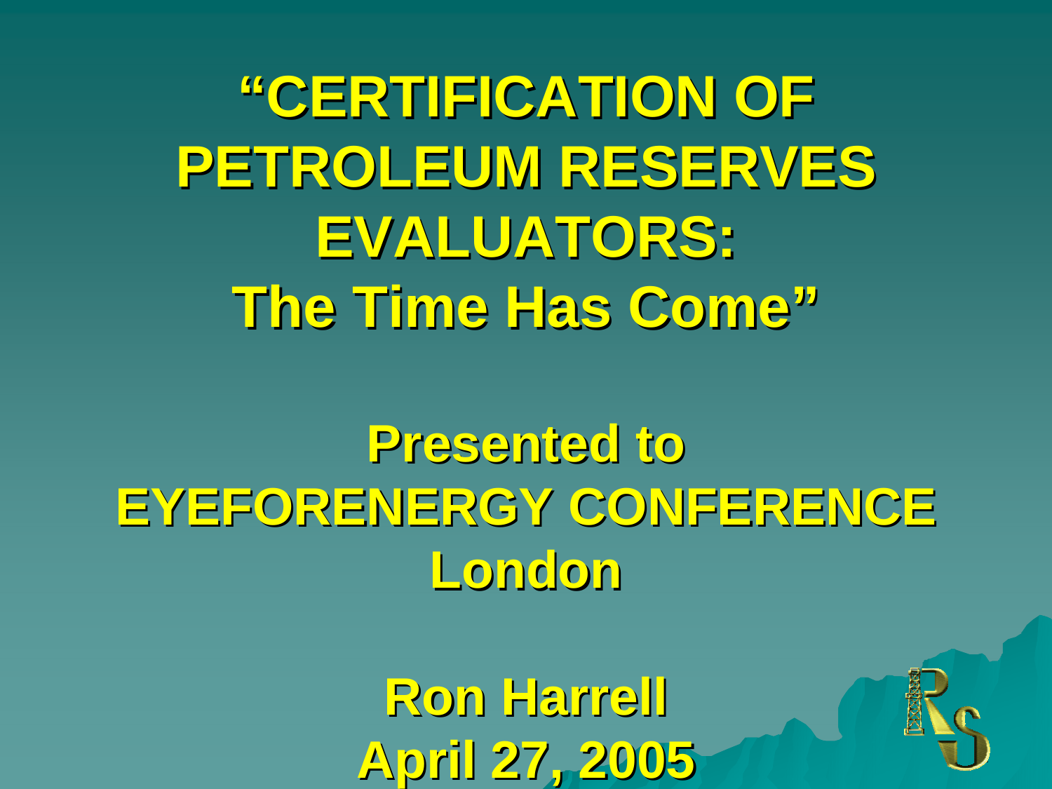# "CERTIFICATION OF PETROLEUM RESERVES EVALUATORS: The Time Has Come"

**Presented to**
**EYEFORENERGY CONFERENCE**
**London**

**Ron Harrell**
**April 27, 2005**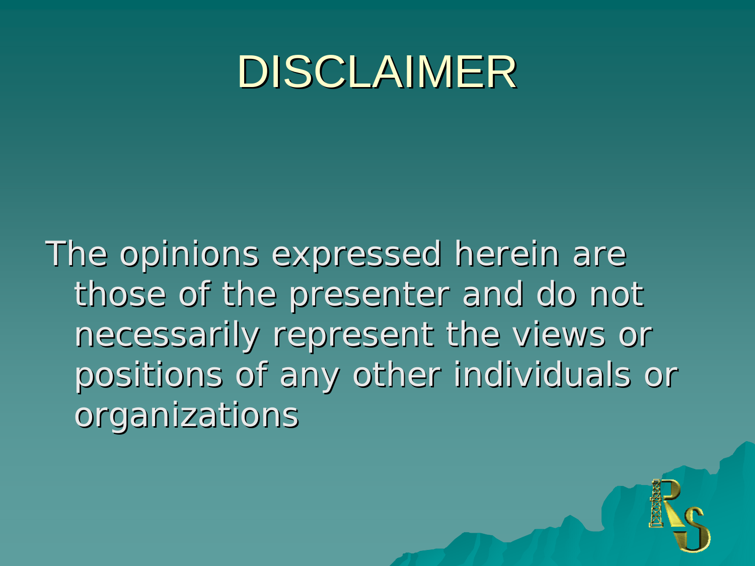# DISCLAIMER

The opinions expressed herein are those of the presenter and do not necessarily represent the views or positions of any other individuals or organizations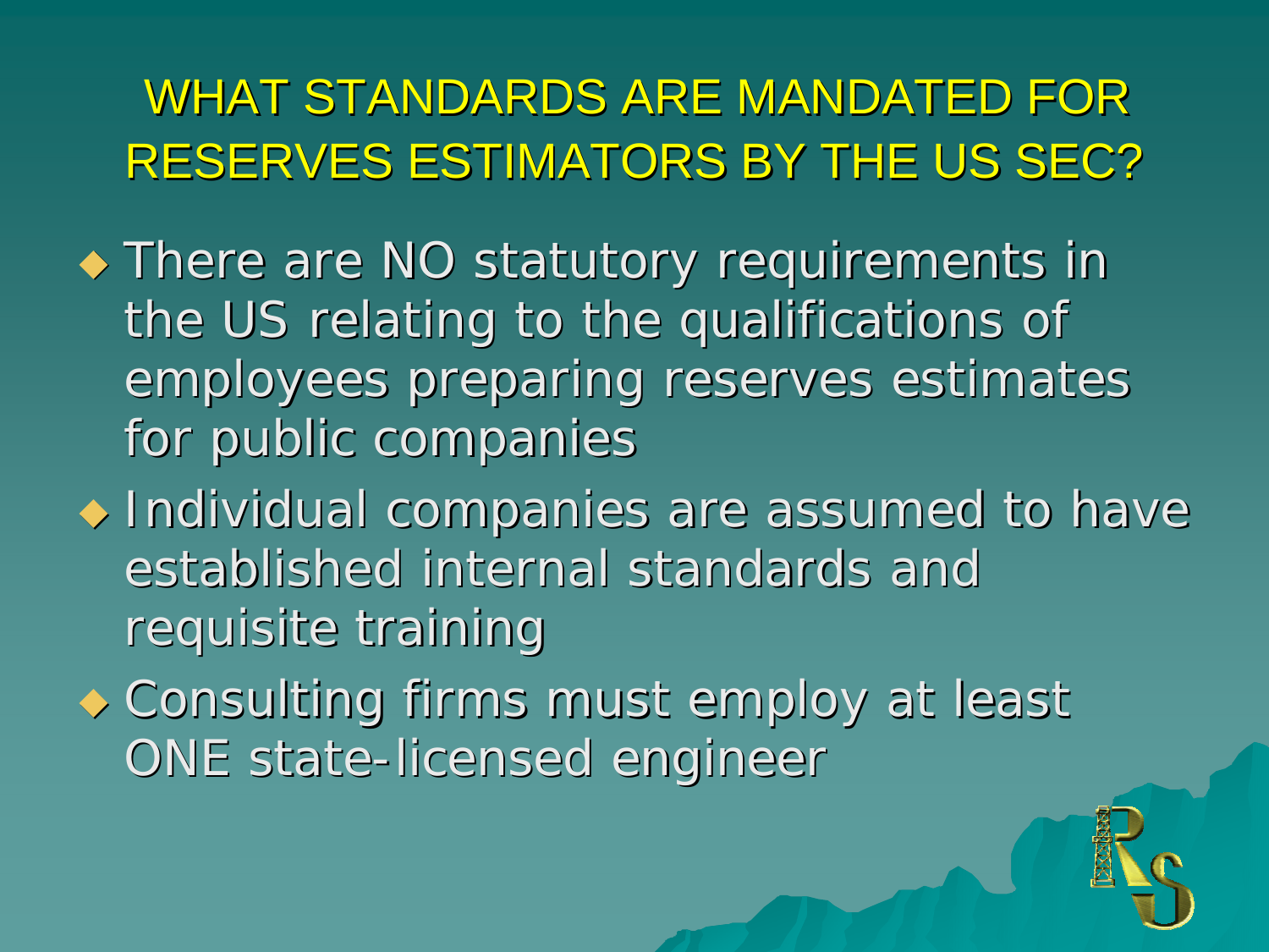# WHAT STANDARDS ARE MANDATED FOR RESERVES ESTIMATORS BY THE US SEC?

- There are NO statutory requirements in the US relating to the qualifications of employees preparing reserves estimates for public companies
- Individual companies are assumed to have established internal standards and requisite training
- Consulting firms must employ at least ONE state-licensed engineer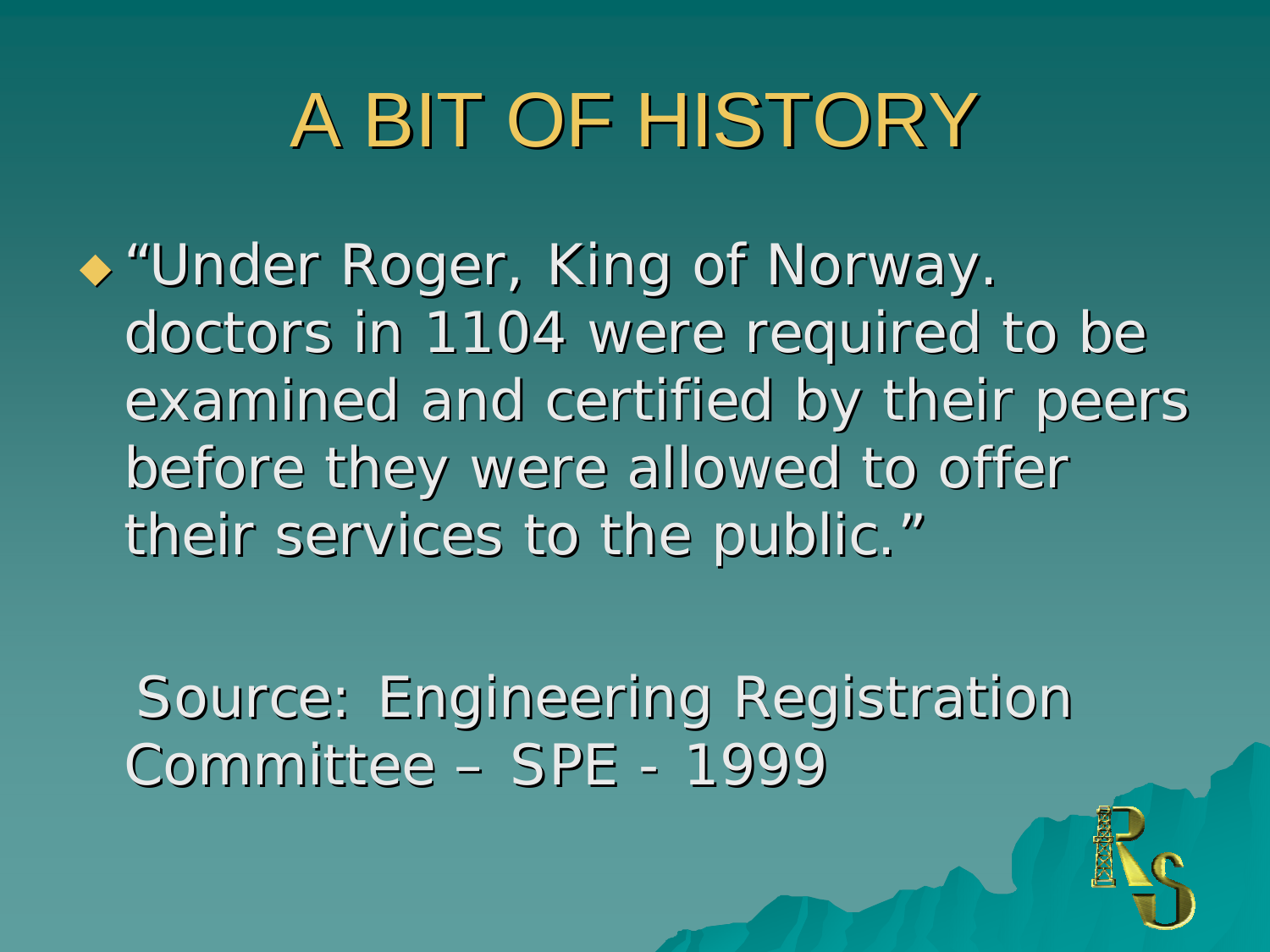# A BIT OF HISTORY

- "Under Roger, King of Norway. doctors in 1104 were required to be examined and certified by their peers before they were allowed to offer their services to the public."

Source: Engineering Registration Committee – SPE - 1999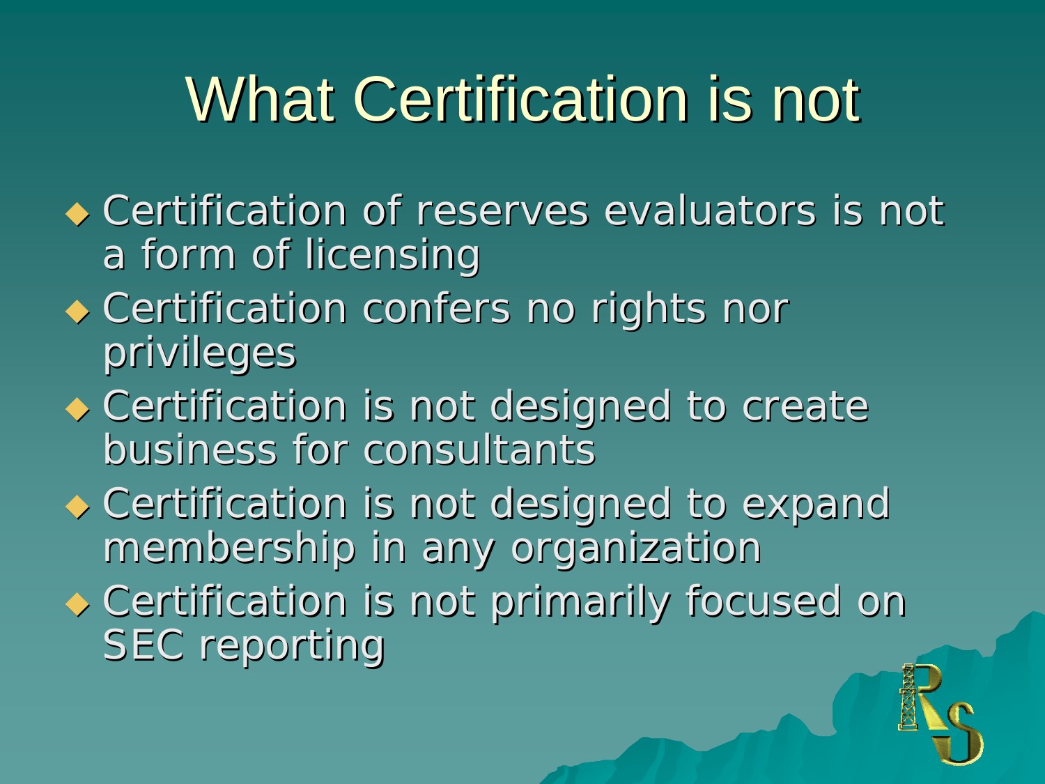# What Certification is not

- Certification of reserves evaluators is not a form of licensing
- Certification confers no rights nor privileges
- Certification is not designed to create business for consultants
- Certification is not designed to expand membership in any organization
- Certification is not primarily focused on SEC reporting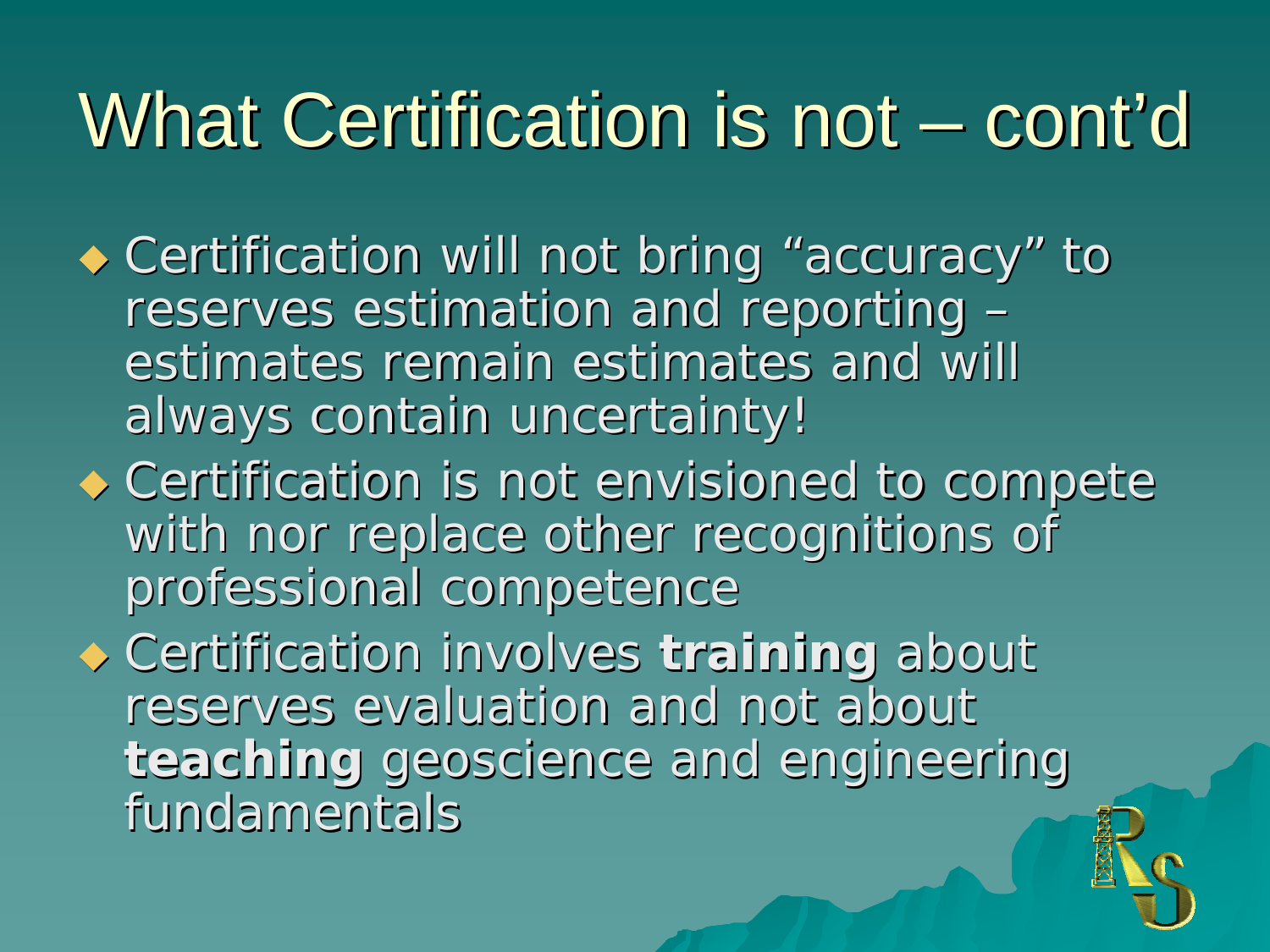# What Certification is not – cont'd

- Certification will not bring "accuracy" to reserves estimation and reporting – estimates remain estimates and will always contain uncertainty!
- Certification is not envisioned to compete with nor replace other recognitions of professional competence
- Certification involves **training** about reserves evaluation and not about **teaching** geoscience and engineering fundamentals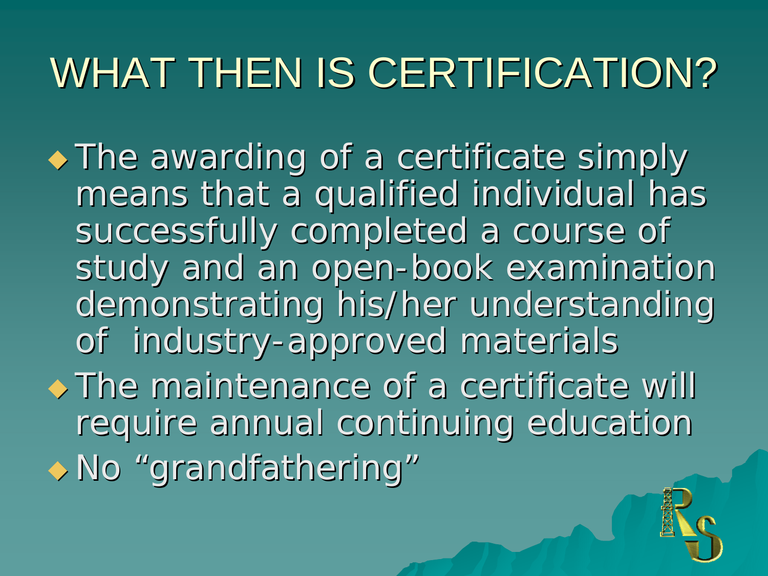# WHAT THEN IS CERTIFICATION?

- The awarding of a certificate simply means that a qualified individual has successfully completed a course of study and an open-book examination demonstrating his/her understanding of industry-approved materials
- The maintenance of a certificate will require annual continuing education
- No “grandfathering”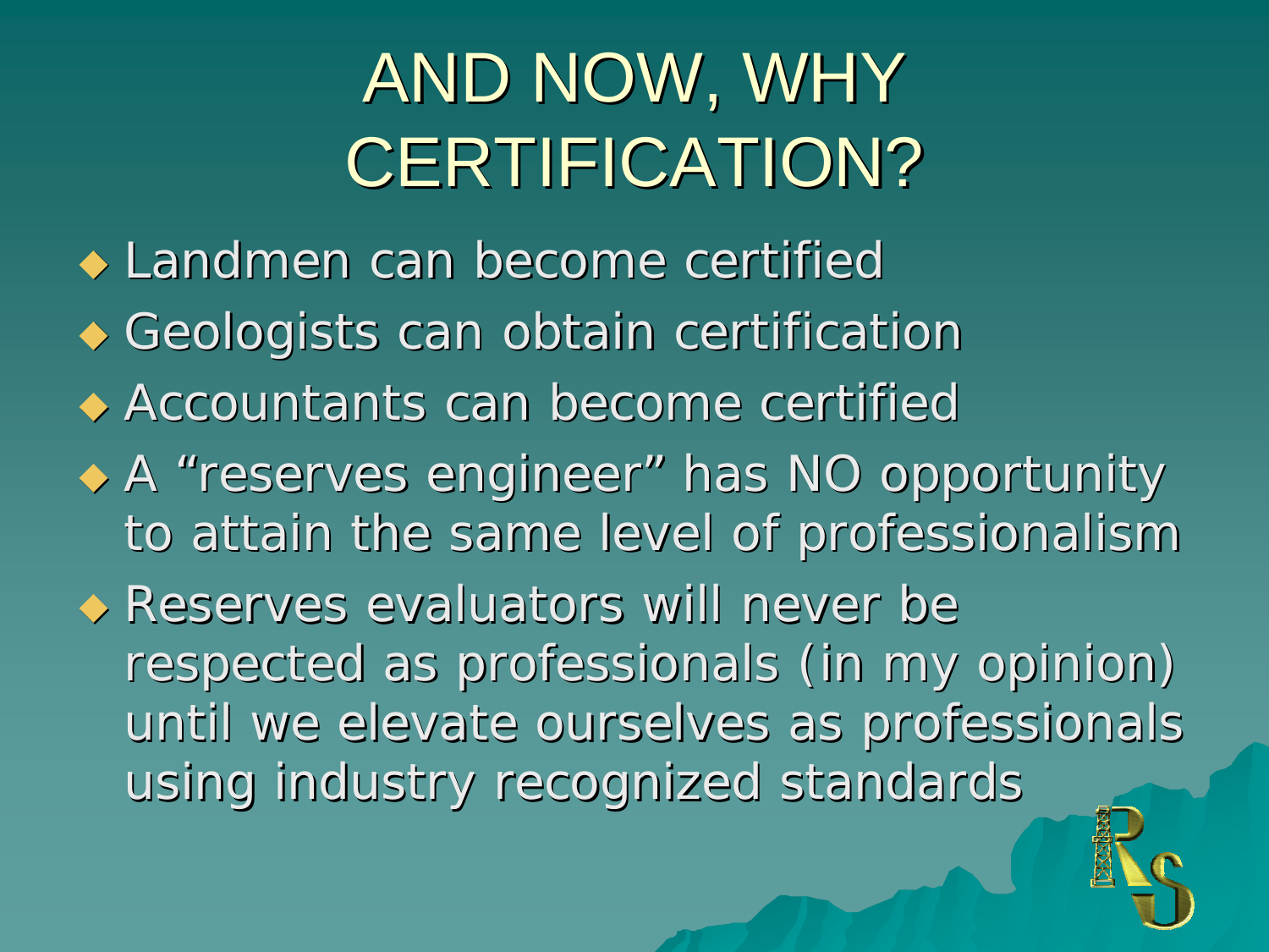# AND NOW, WHY CERTIFICATION?

- Landmen can become certified
- Geologists can obtain certification
- Accountants can become certified
- A “reserves engineer” has NO opportunity to attain the same level of professionalism
- Reserves evaluators will never be respected as professionals (in my opinion) until we elevate ourselves as professionals using industry recognized standards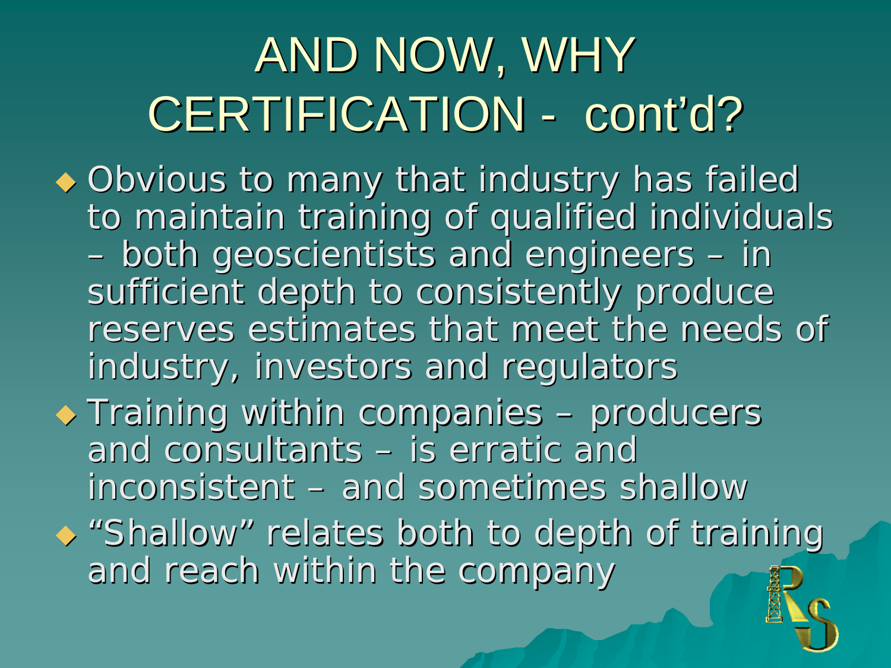# AND NOW, WHY CERTIFICATION - cont'd?

- Obvious to many that industry has failed to maintain training of qualified individuals – both geoscientists and engineers – in sufficient depth to consistently produce reserves estimates that meet the needs of industry, investors and regulators
- Training within companies – producers and consultants – is erratic and inconsistent – and sometimes shallow
- "Shallow" relates both to depth of training and reach within the company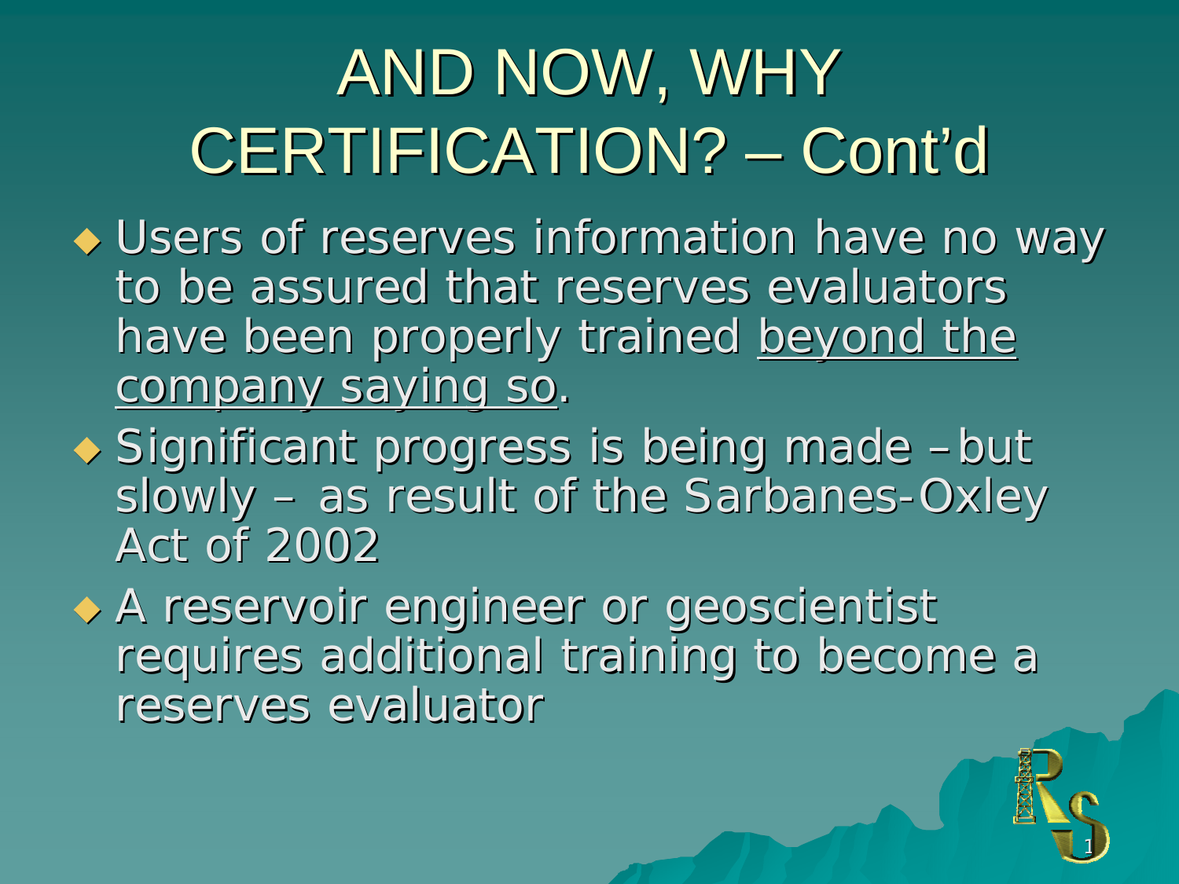# AND NOW, WHY CERTIFICATION? – Cont'd

- Users of reserves information have no way to be assured that reserves evaluators have been properly trained <u>beyond the company saying so</u>.
- Significant progress is being made – but slowly – as result of the Sarbanes-Oxley Act of 2002
- A reservoir engineer or geoscientist requires additional training to become a reserves evaluator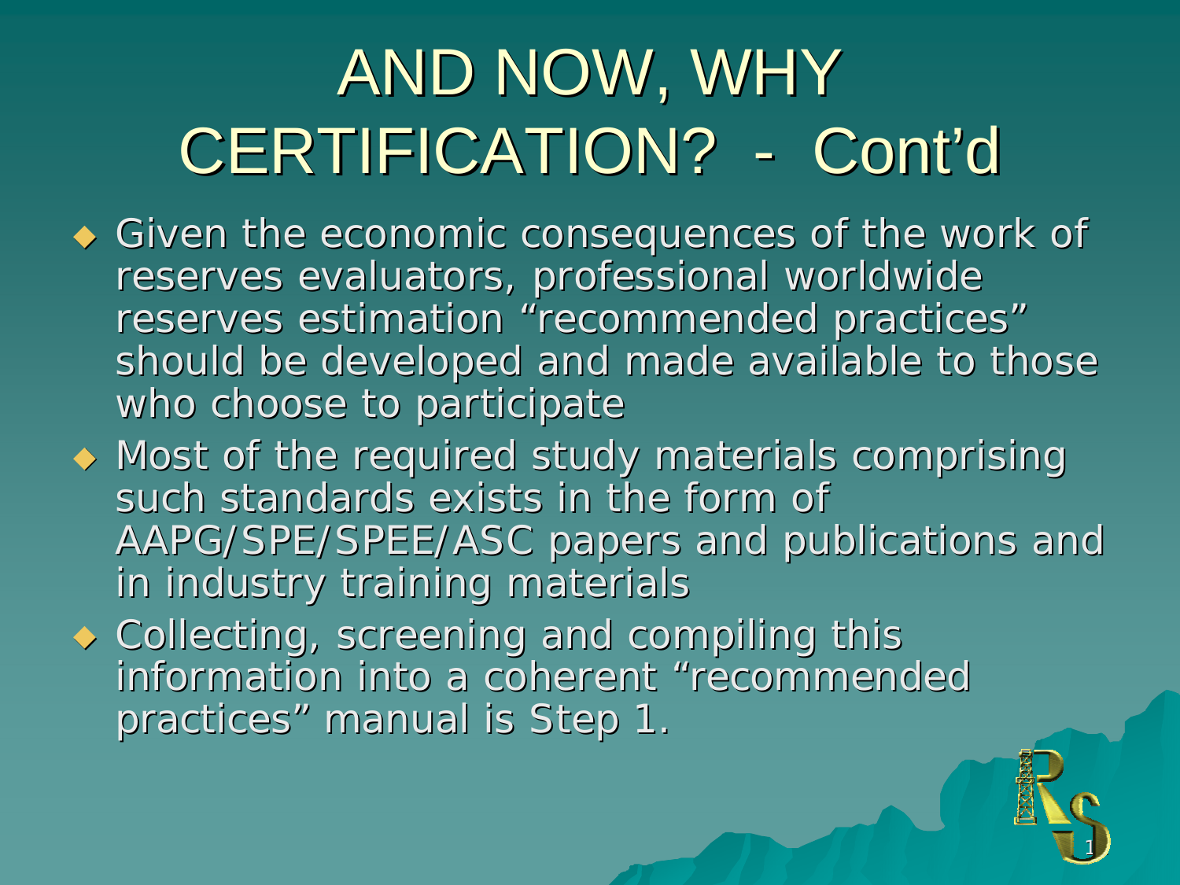# AND NOW, WHY CERTIFICATION? - Cont'd

- Given the economic consequences of the work of reserves evaluators, professional worldwide reserves estimation "recommended practices" should be developed and made available to those who choose to participate
- Most of the required study materials comprising such standards exists in the form of AAPG/SPE/SPEE/ASC papers and publications and in industry training materials
- Collecting, screening and compiling this information into a coherent "recommended practices" manual is Step 1.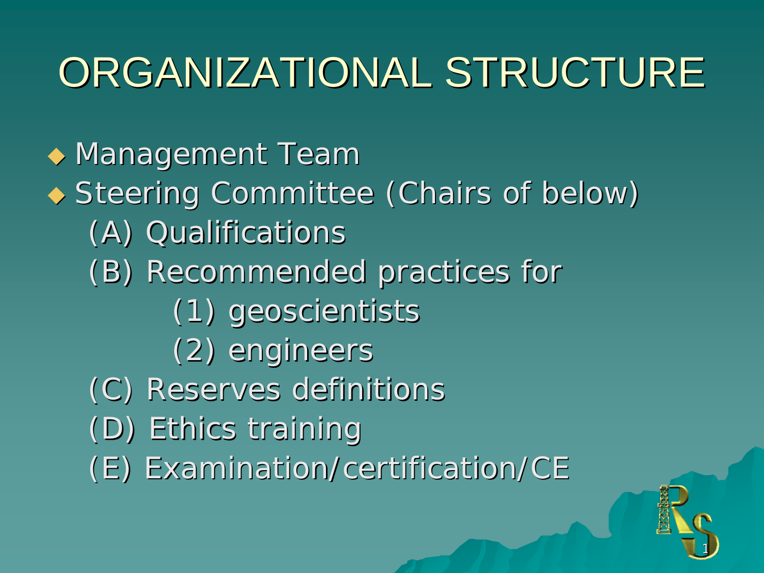# ORGANIZATIONAL STRUCTURE

- Management Team
- Steering Committee (Chairs of below)
  - (A) Qualifications
  - (B) Recommended practices for
    - (1) geoscientists
    - (2) engineers
  - (C) Reserves definitions
  - (D) Ethics training
  - (E) Examination/certification/CE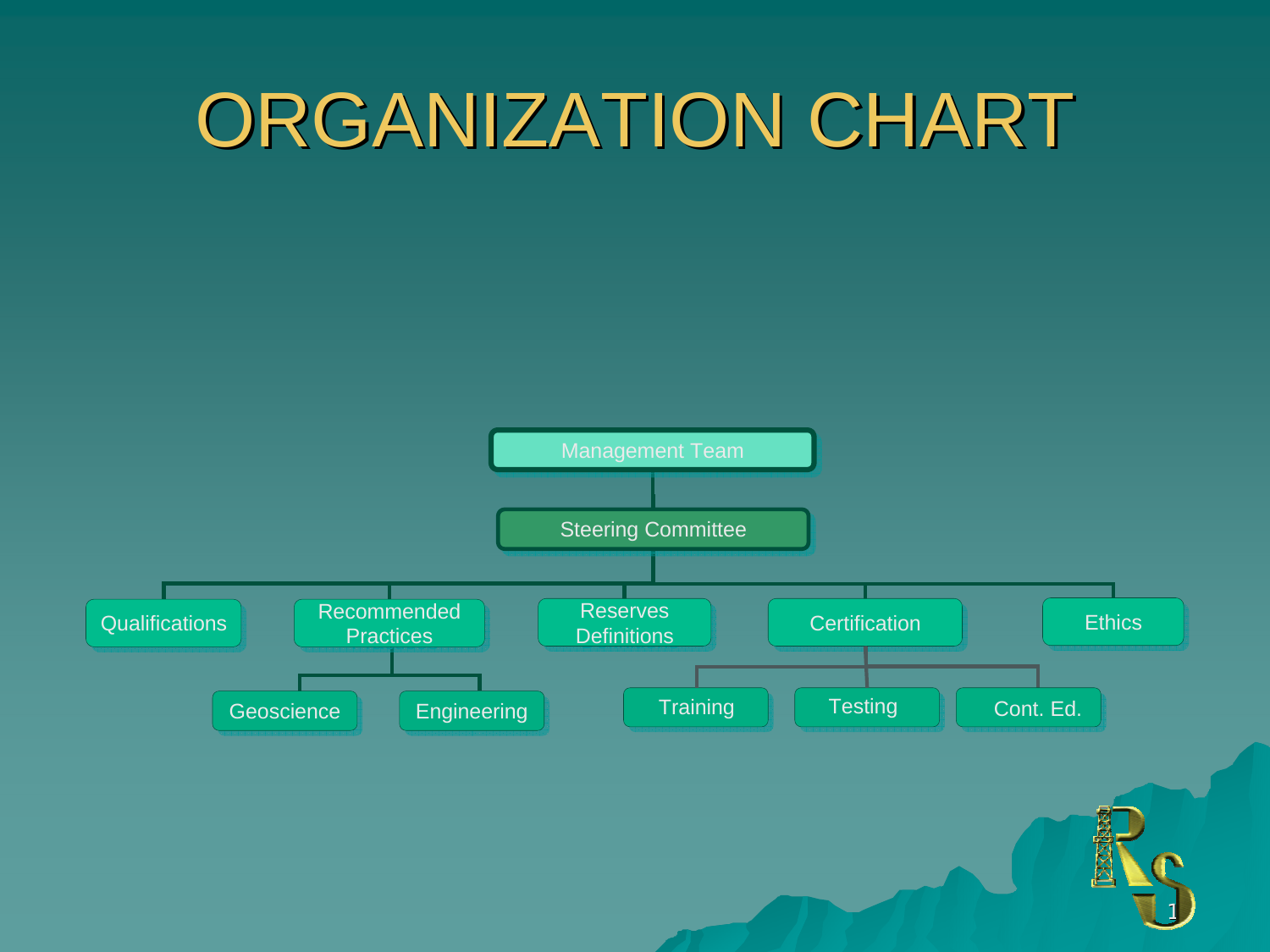# ORGANIZATION CHART

- Management Team
  - Steering Committee
    - Qualifications
    - Recommended Practices
      - Geoscience
      - Engineering
    - Reserves Definitions
    - Certification
      - Training
      - Testing
      - Cont. Ed.
    - Ethics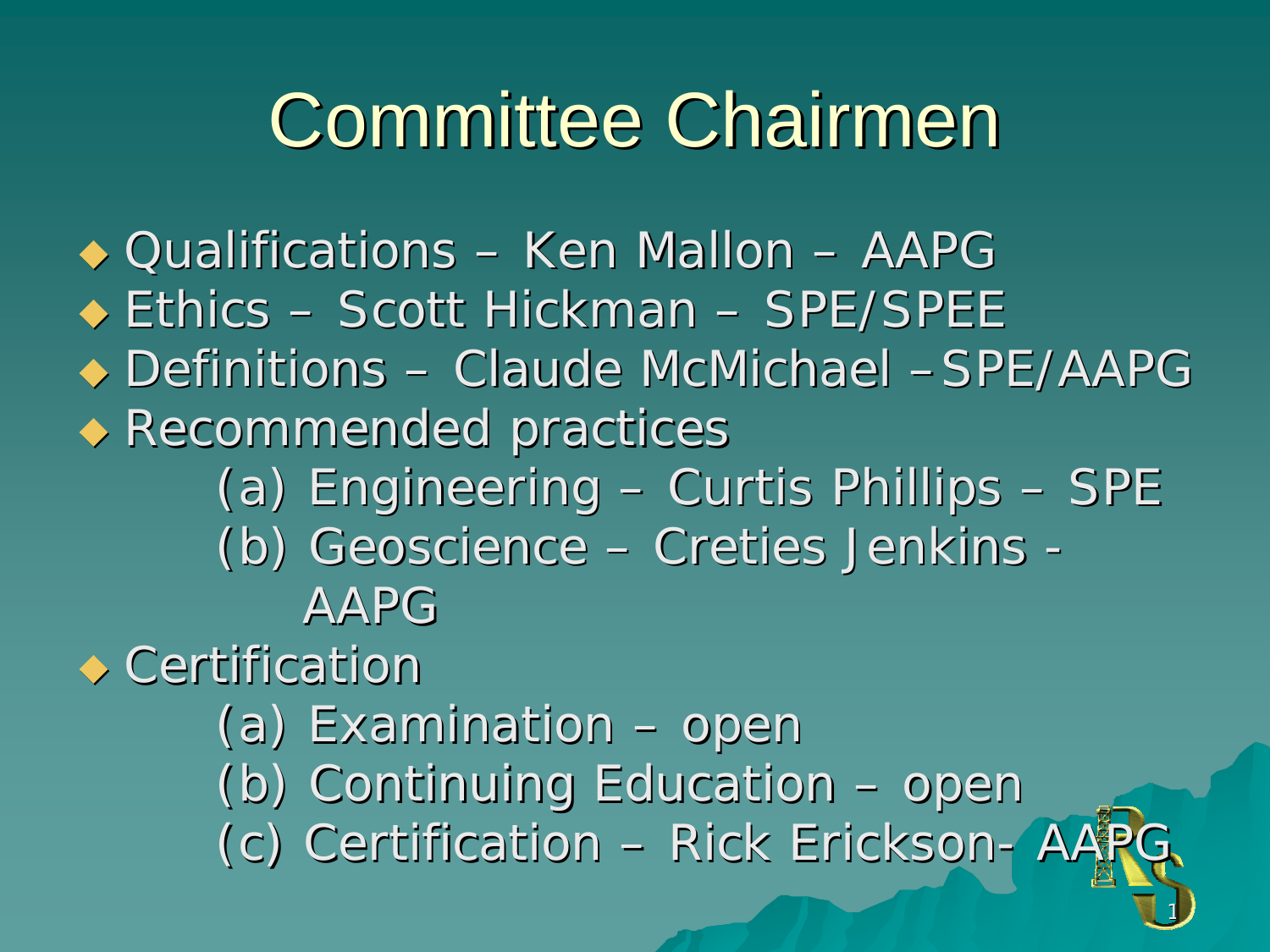# Committee Chairmen

- Qualifications – Ken Mallon – AAPG
- Ethics – Scott Hickman – SPE/SPEE
- Definitions – Claude McMichael –SPE/AAPG
- Recommended practices
  - (a) Engineering – Curtis Phillips – SPE
  - (b) Geoscience – Creties Jenkins - AAPG
- Certification
  - (a) Examination – open
  - (b) Continuing Education – open
  - (c) Certification – Rick Erickson- AAPG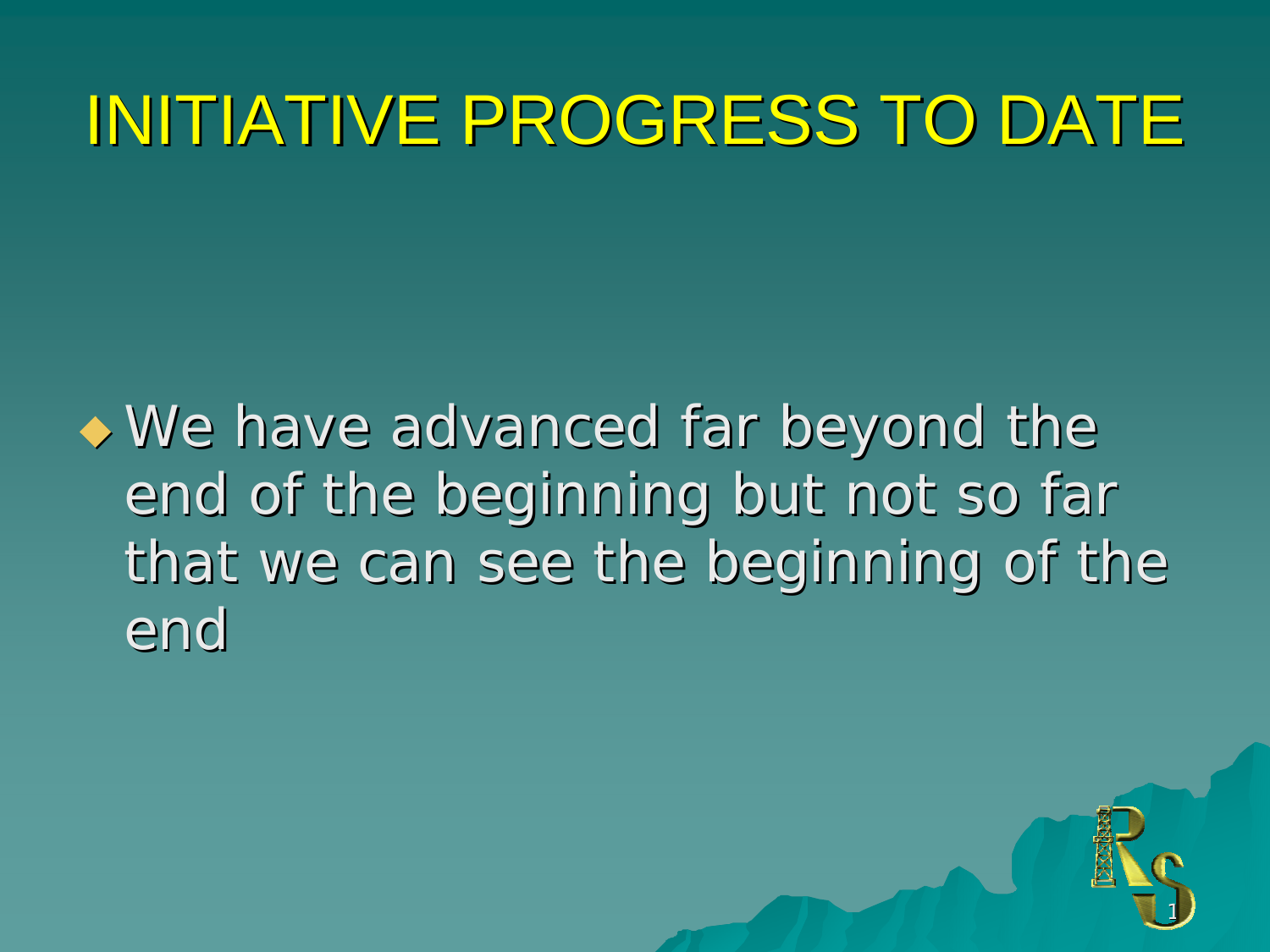# INITIATIVE PROGRESS TO DATE

- We have advanced far beyond the end of the beginning but not so far that we can see the beginning of the end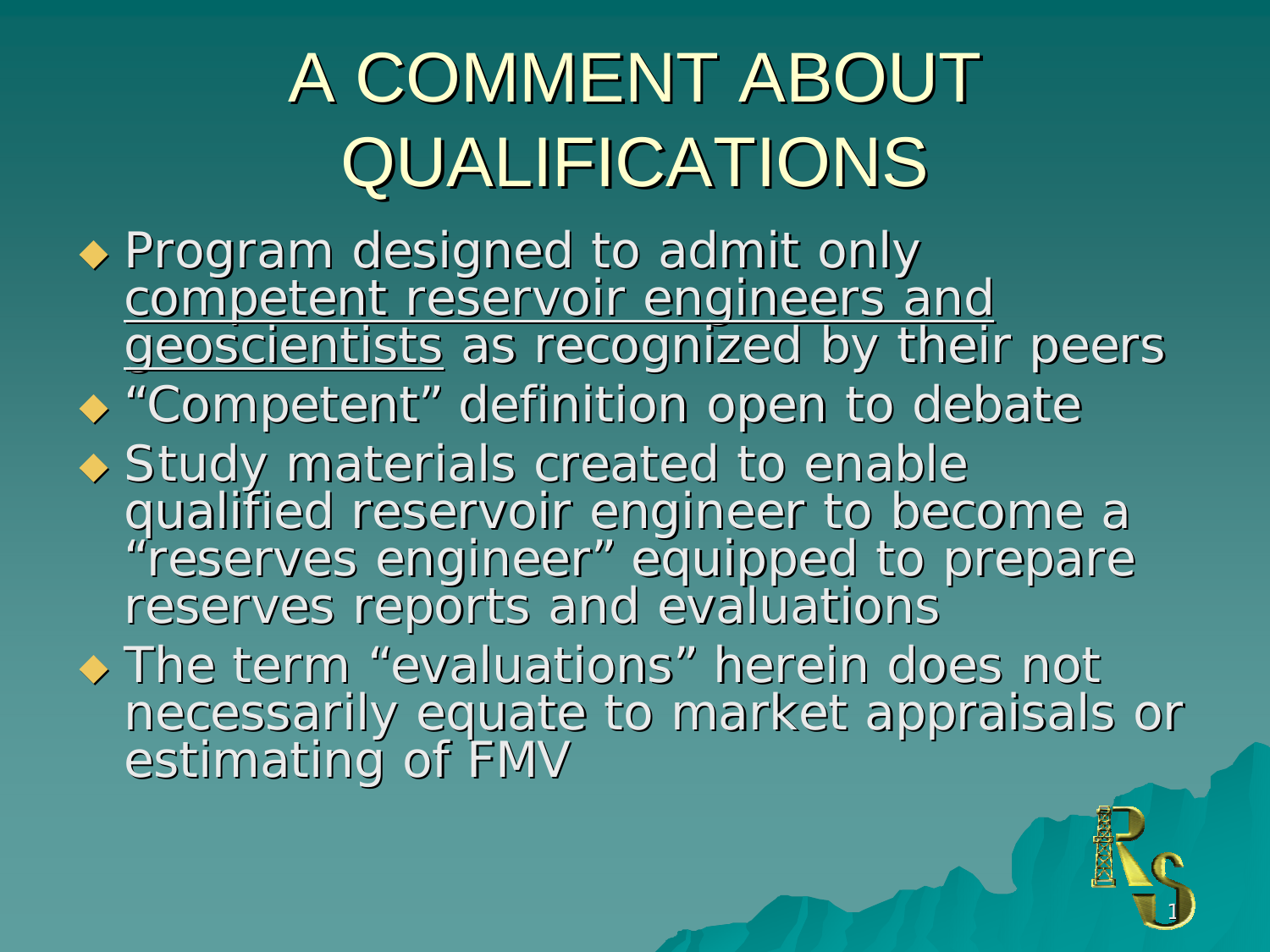# A COMMENT ABOUT QUALIFICATIONS

- Program designed to admit only <u>competent reservoir engineers and geoscientists</u> as recognized by their peers
- "Competent" definition open to debate
- Study materials created to enable qualified reservoir engineer to become a "reserves engineer" equipped to prepare reserves reports and evaluations
- The term "evaluations" herein does not necessarily equate to market appraisals or estimating of FMV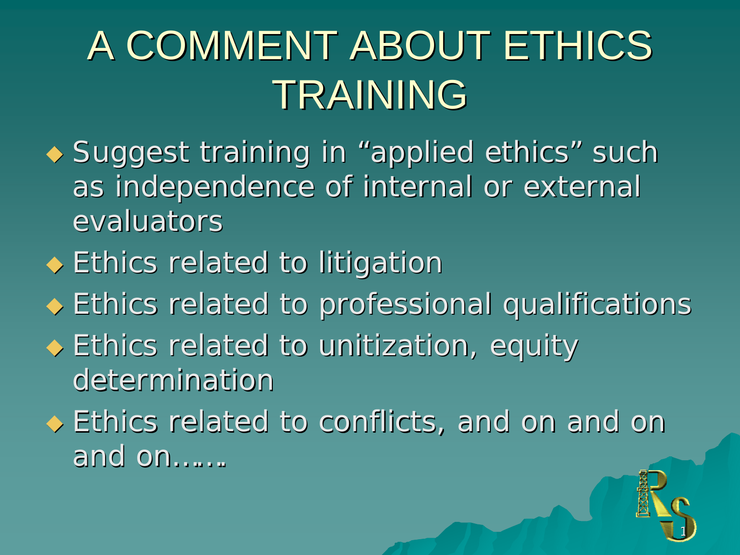# A COMMENT ABOUT ETHICS TRAINING

- Suggest training in "applied ethics" such as independence of internal or external evaluators
- Ethics related to litigation
- Ethics related to professional qualifications
- Ethics related to unitization, equity determination
- Ethics related to conflicts, and on and on and on……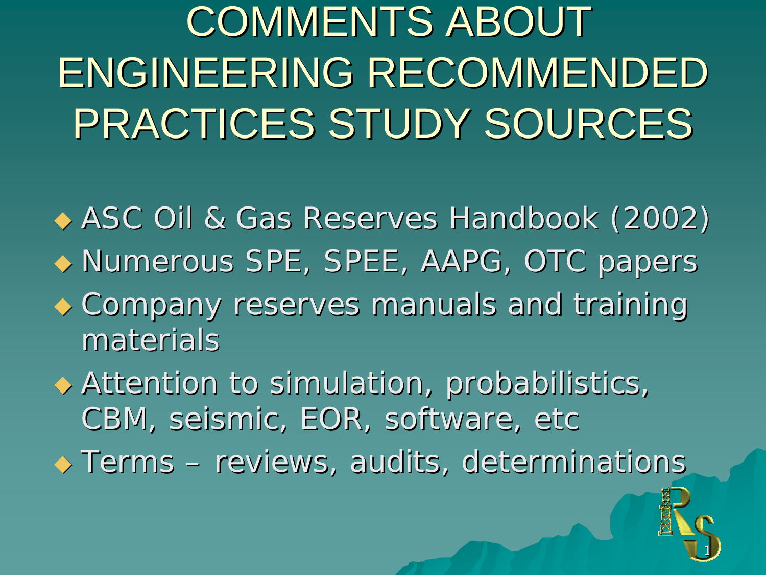# COMMENTS ABOUT ENGINEERING RECOMMENDED PRACTICES STUDY SOURCES

- ASC Oil & Gas Reserves Handbook (2002)
- Numerous SPE, SPEE, AAPG, OTC papers
- Company reserves manuals and training materials
- Attention to simulation, probabilistics, CBM, seismic, EOR, software, etc
- Terms – reviews, audits, determinations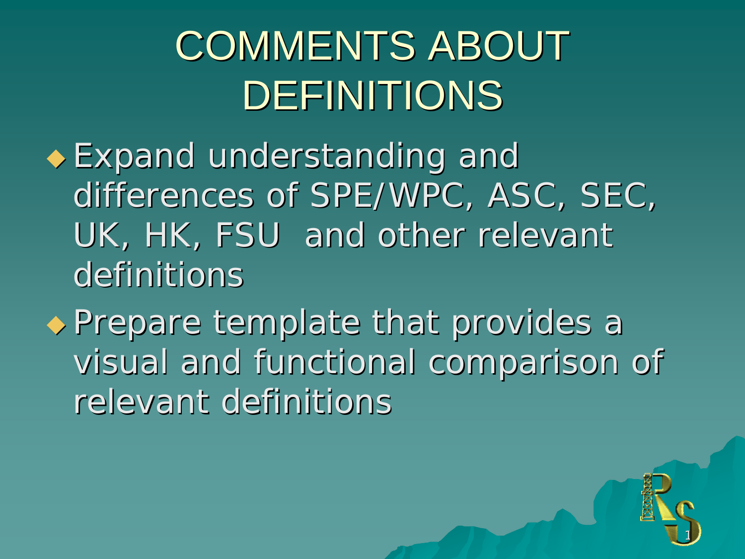# COMMENTS ABOUT DEFINITIONS

- Expand understanding and differences of SPE/WPC, ASC, SEC, UK, HK, FSU and other relevant definitions
- Prepare template that provides a visual and functional comparison of relevant definitions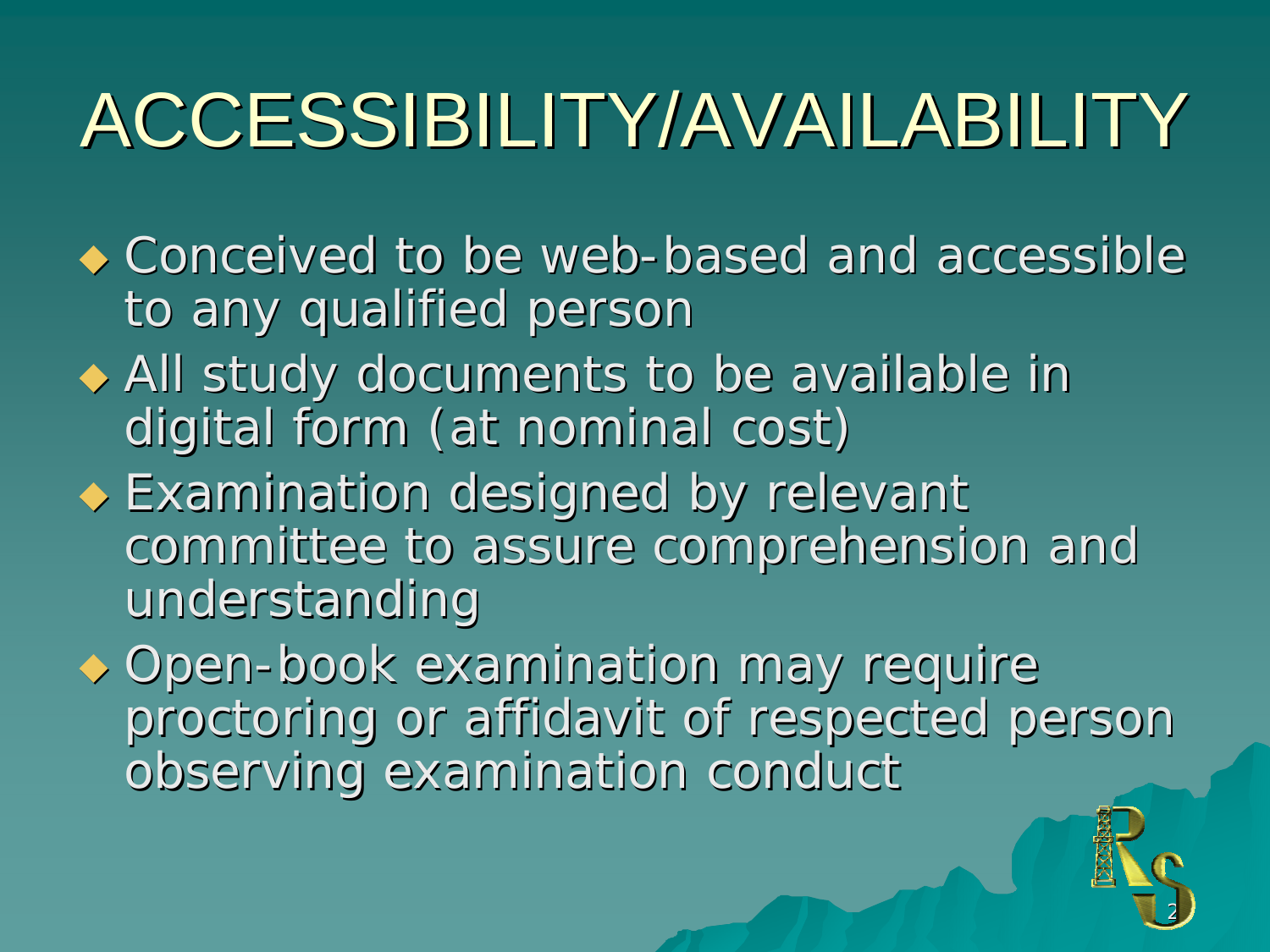# ACCESSIBILITY/AVAILABILITY

- Conceived to be web-based and accessible to any qualified person
- All study documents to be available in digital form (at nominal cost)
- Examination designed by relevant committee to assure comprehension and understanding
- Open-book examination may require proctoring or affidavit of respected person observing examination conduct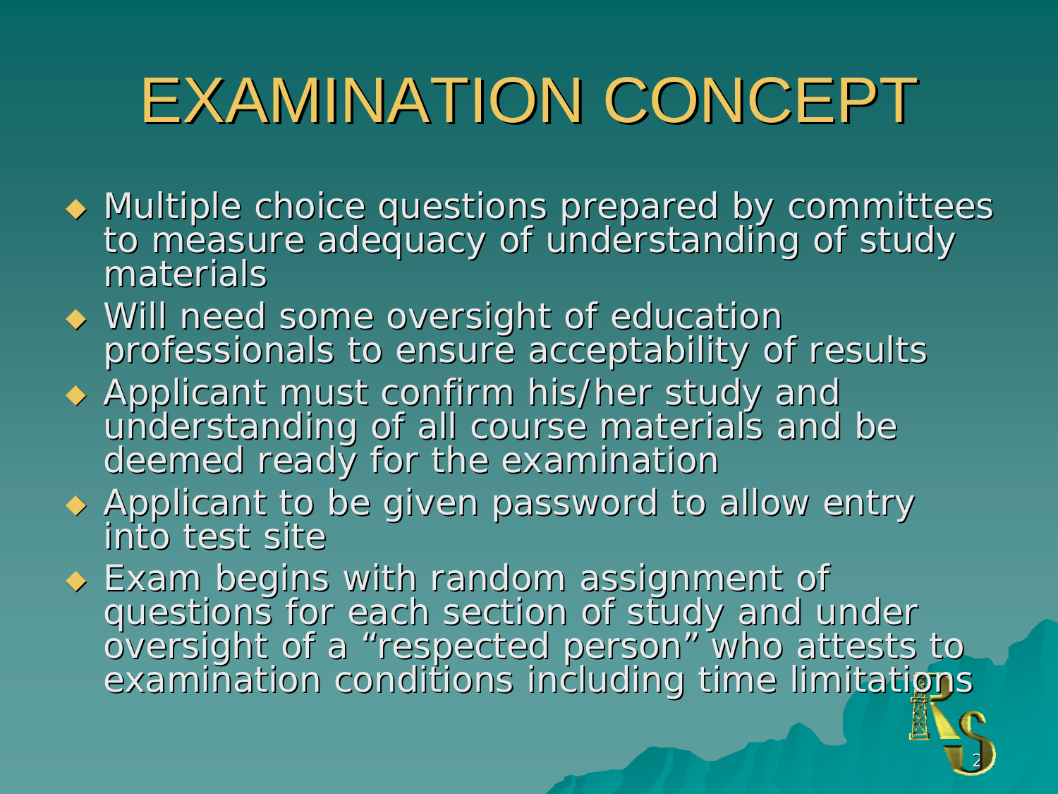# EXAMINATION CONCEPT

- Multiple choice questions prepared by committees to measure adequacy of understanding of study materials
- Will need some oversight of education professionals to ensure acceptability of results
- Applicant must confirm his/her study and understanding of all course materials and be deemed ready for the examination
- Applicant to be given password to allow entry into test site
- Exam begins with random assignment of questions for each section of study and under oversight of a "respected person" who attests to examination conditions including time limitations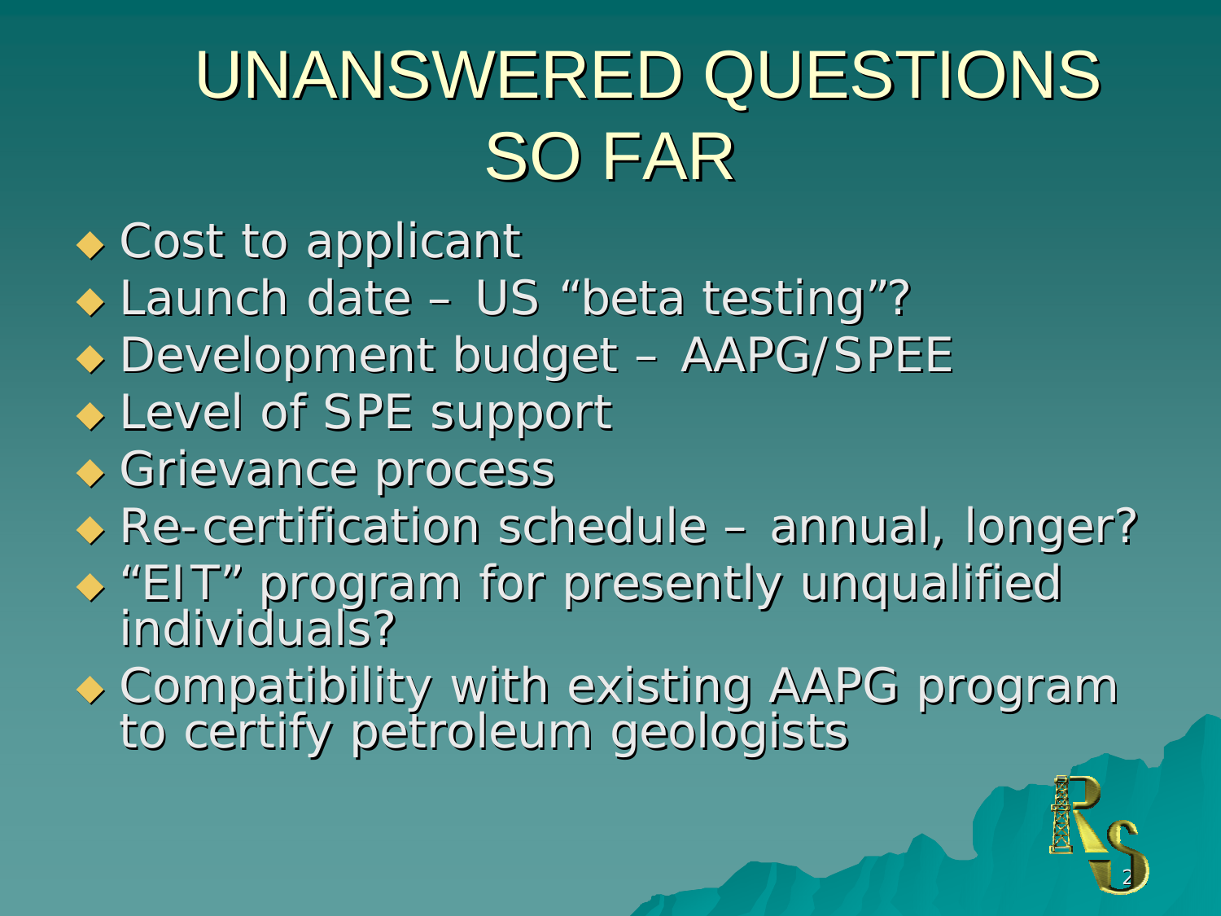# UNANSWERED QUESTIONS SO FAR

- Cost to applicant
- Launch date – US "beta testing"?
- Development budget – AAPG/SPEE
- Level of SPE support
- Grievance process
- Re-certification schedule – annual, longer?
- "EIT" program for presently unqualified individuals?
- Compatibility with existing AAPG program to certify petroleum geologists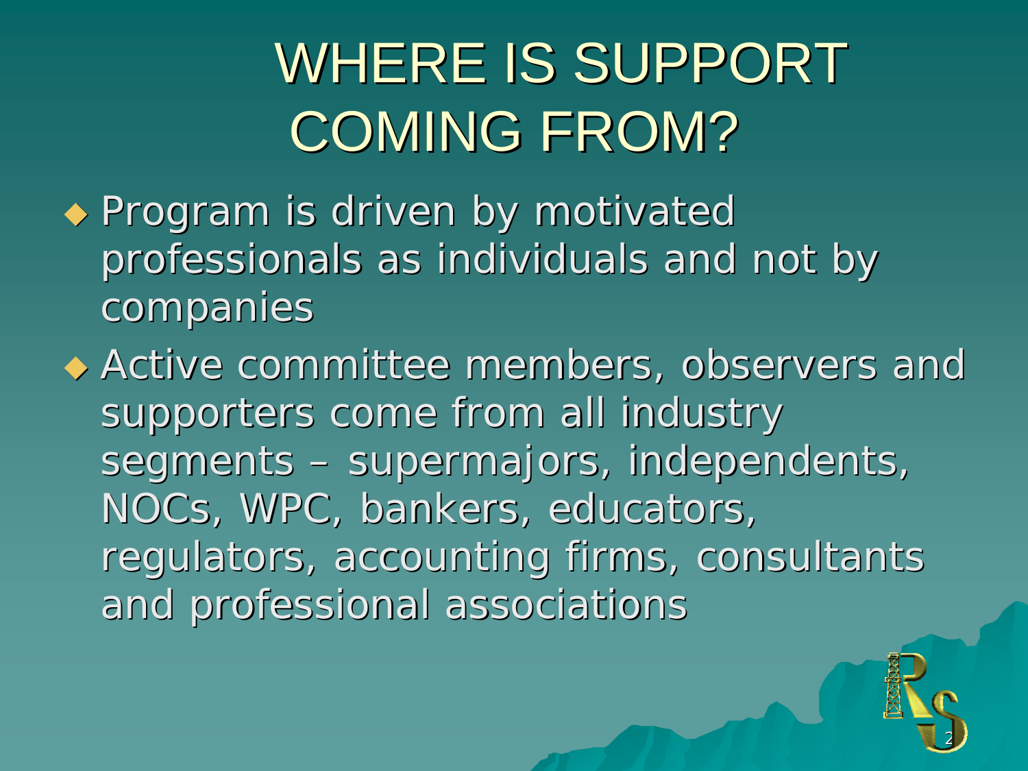# WHERE IS SUPPORT COMING FROM?

- Program is driven by motivated professionals as individuals and not by companies
- Active committee members, observers and supporters come from all industry segments – supermajors, independents, NOCs, WPC, bankers, educators, regulators, accounting firms, consultants and professional associations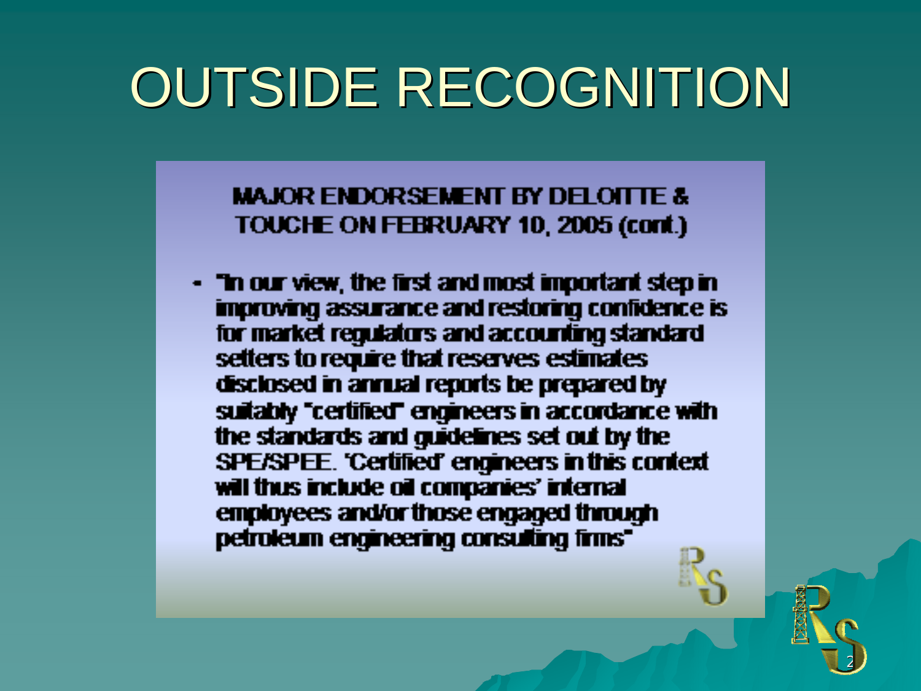# OUTSIDE RECOGNITION

**MAJOR ENDORSEMENT BY DELOITTE & TOUCHE ON FEBRUARY 10, 2005 (cont.)**

- "In our view, the first and most important step in improving assurance and restoring confidence is for market regulators and accounting standard setters to require that reserves estimates disclosed in annual reports be prepared by suitably "certified" engineers in accordance with the standards and guidelines set out by the SPE/SPEE. 'Certified' engineers in this context will thus include oil companies' internal employees and/or those engaged through petroleum engineering consulting firms"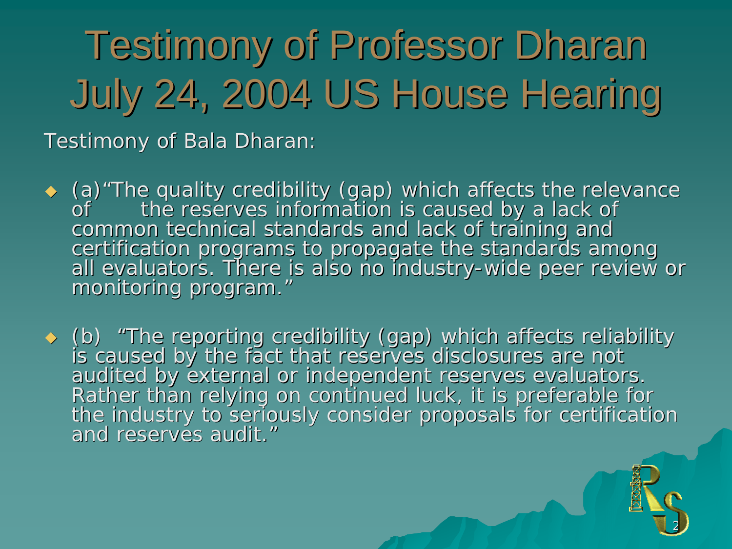# Testimony of Professor Dharan July 24, 2004 US House Hearing

Testimony of Bala Dharan:

- (a)“The quality credibility (gap) which affects the relevance of the reserves information is caused by a lack of common technical standards and lack of training and certification programs to propagate the standards among all evaluators. There is also no industry-wide peer review or monitoring program.”
- (b) “The reporting credibility (gap) which affects reliability is caused by the fact that reserves disclosures are not audited by external or independent reserves evaluators. Rather than relying on continued luck, it is preferable for the industry to seriously consider proposals for certification and reserves audit.”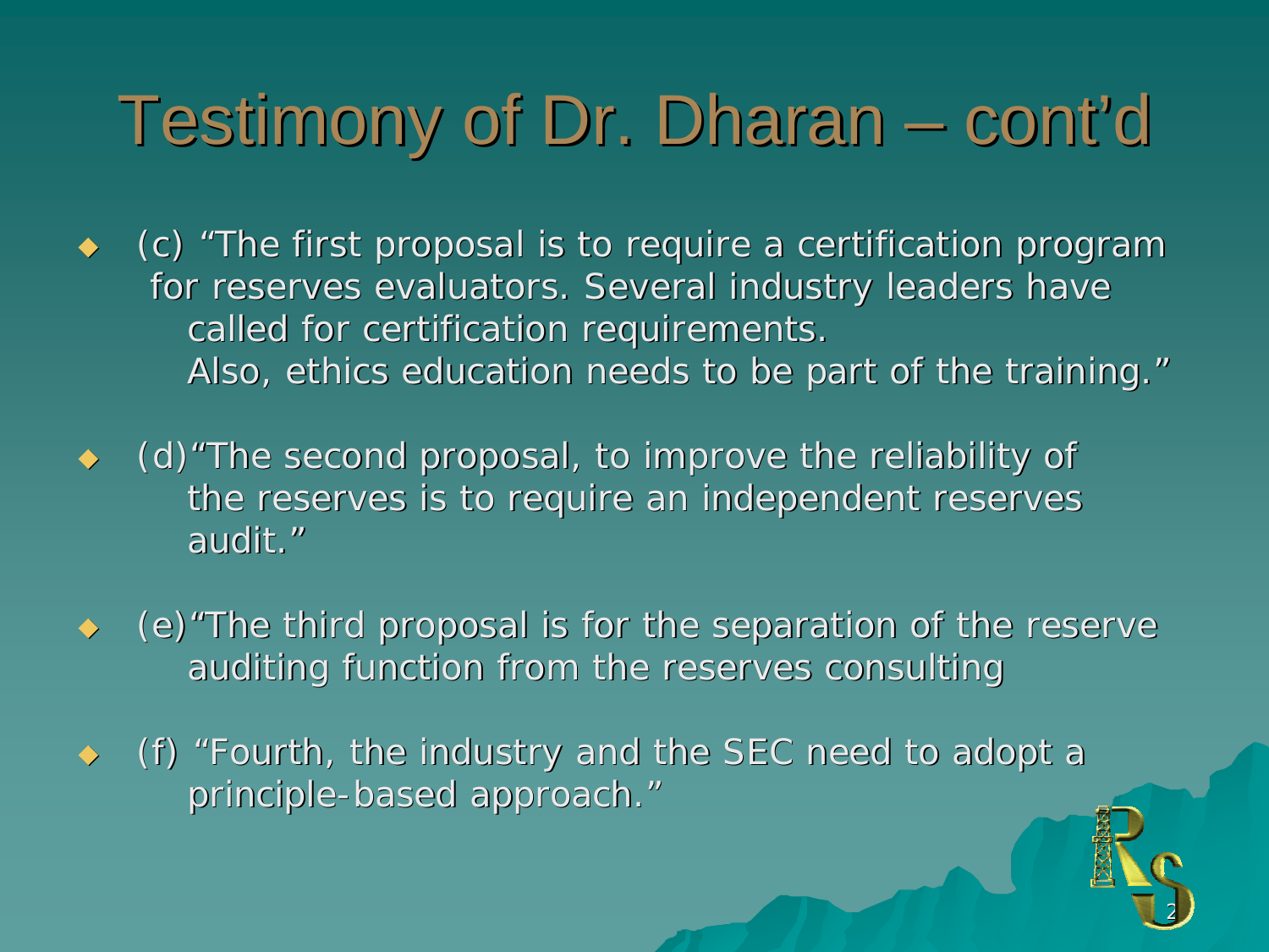# Testimony of Dr. Dharan – cont'd

- (c) "The first proposal is to require a certification program for reserves evaluators. Several industry leaders have called for certification requirements. Also, ethics education needs to be part of the training."
- (d)"The second proposal, to improve the reliability of the reserves is to require an independent reserves audit."
- (e)"The third proposal is for the separation of the reserve auditing function from the reserves consulting
- (f) "Fourth, the industry and the SEC need to adopt a principle-based approach."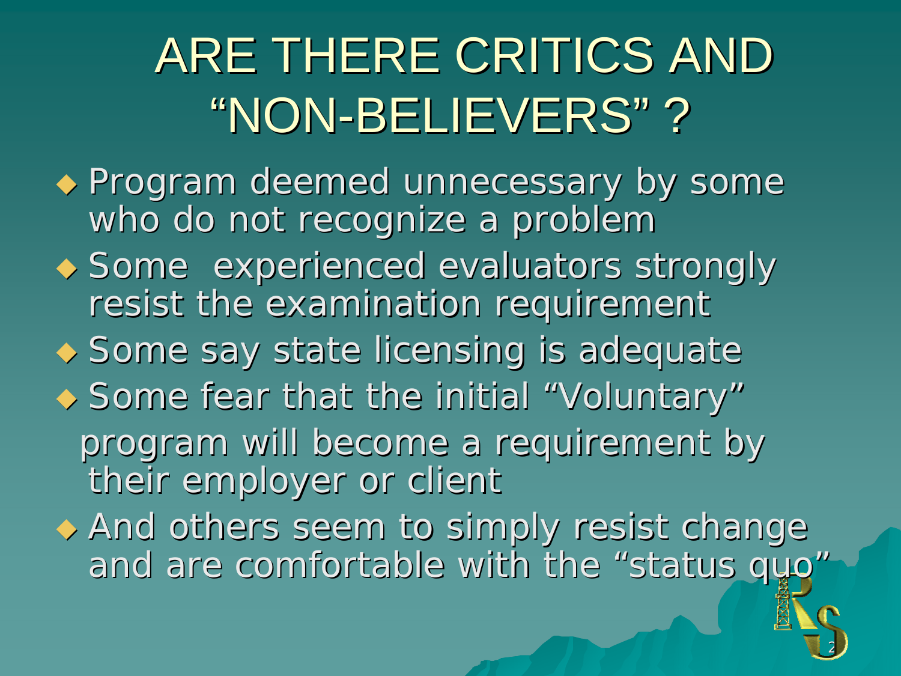# ARE THERE CRITICS AND "NON-BELIEVERS"?

- Program deemed unnecessary by some who do not recognize a problem
- Some experienced evaluators strongly resist the examination requirement
- Some say state licensing is adequate
- Some fear that the initial "Voluntary" program will become a requirement by their employer or client
- And others seem to simply resist change and are comfortable with the "status quo"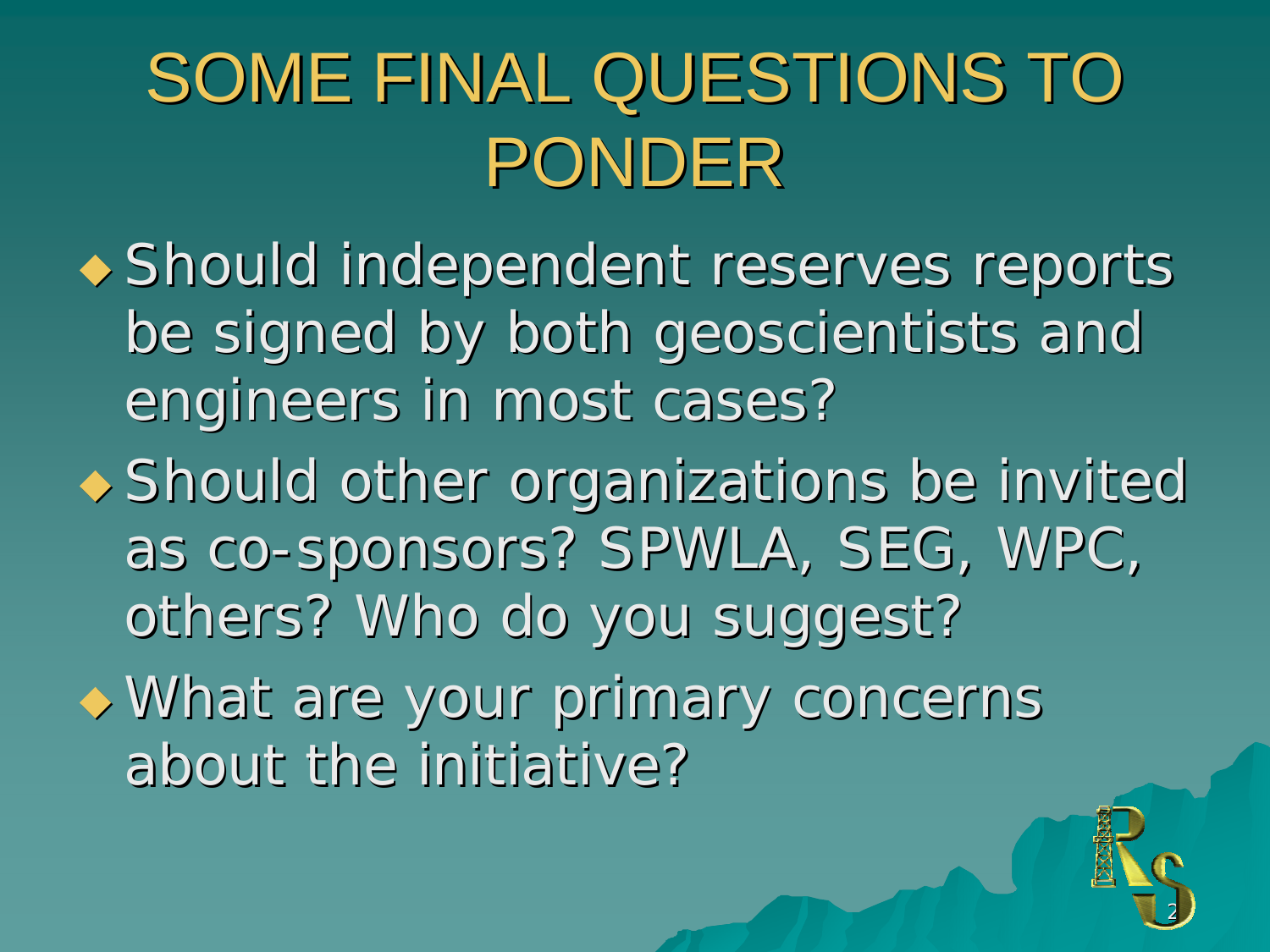# SOME FINAL QUESTIONS TO PONDER

- Should independent reserves reports be signed by both geoscientists and engineers in most cases?
- Should other organizations be invited as co-sponsors? SPWLA, SEG, WPC, others? Who do you suggest?
- What are your primary concerns about the initiative?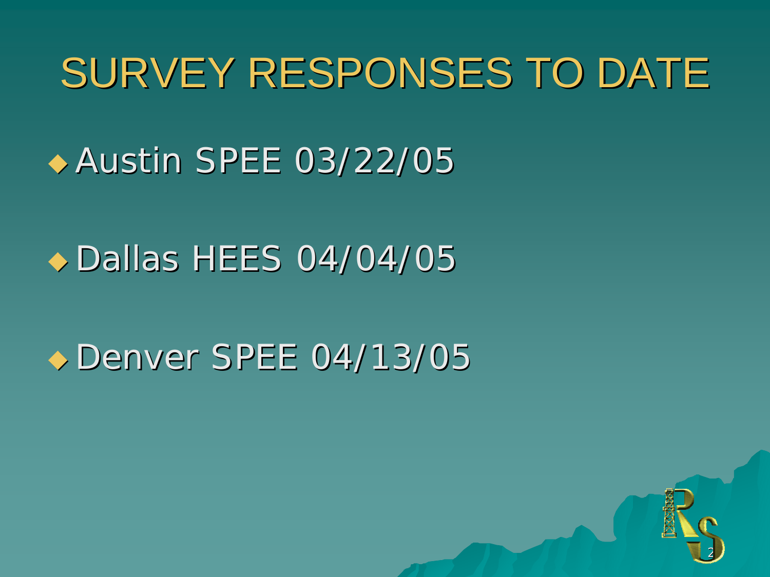# SURVEY RESPONSES TO DATE

- Austin SPEE 03/22/05
- Dallas HEES 04/04/05
- Denver SPEE 04/13/05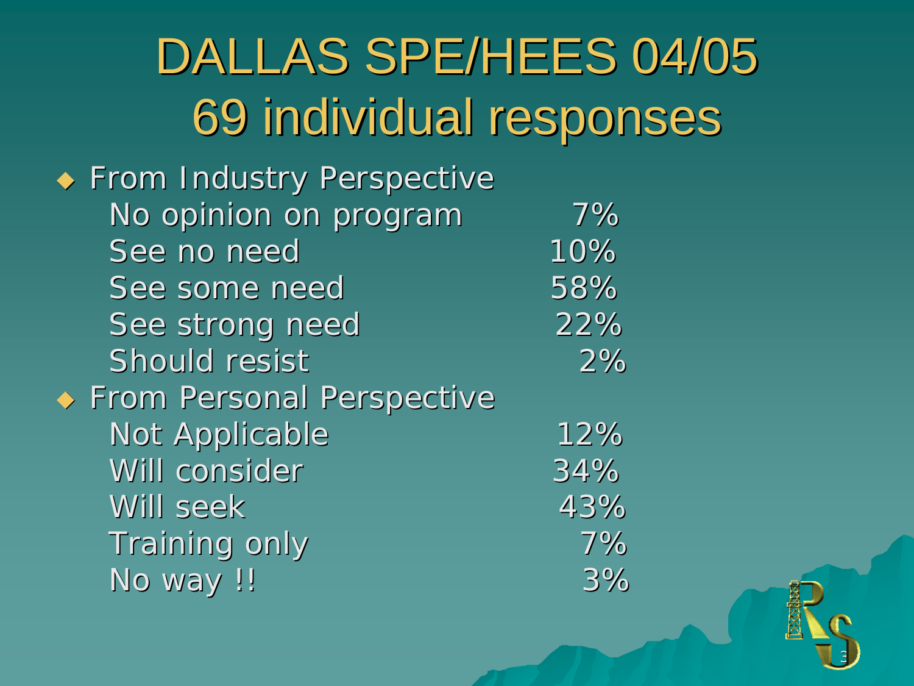# DALLAS SPE/HEES 04/05
# 69 individual responses

- From Industry Perspective

| | |
|---|---|
| No opinion on program | 7% |
| See no need | 10% |
| See some need | 58% |
| See strong need | 22% |
| Should resist | 2% |

- From Personal Perspective

| | |
|---|---|
| Not Applicable | 12% |
| Will consider | 34% |
| Will seek | 43% |
| Training only | 7% |
| No way !! | 3% |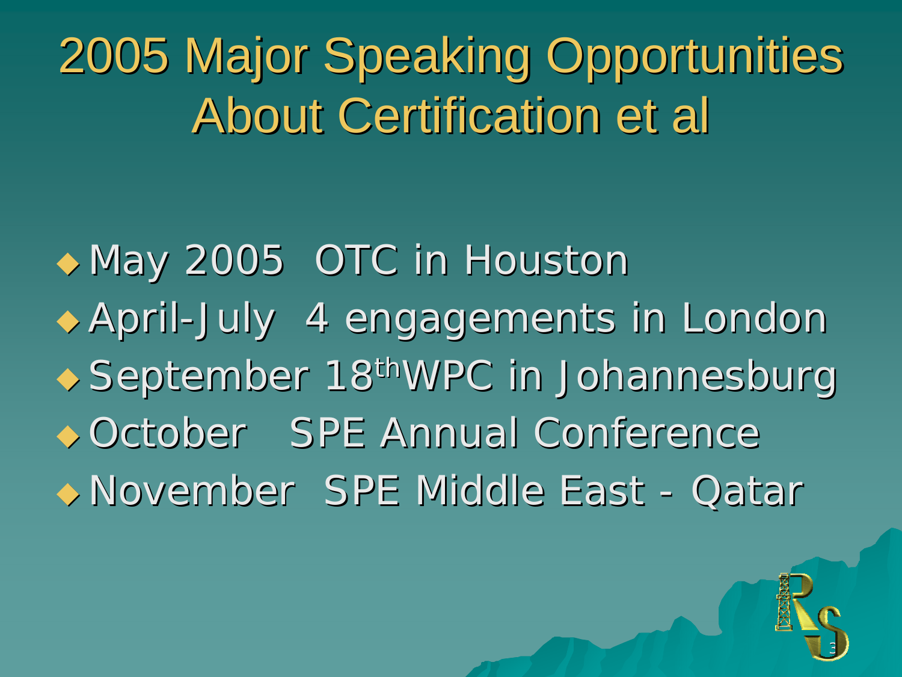# 2005 Major Speaking Opportunities About Certification et al

- May 2005 OTC in Houston
- April-July 4 engagements in London
- September 18th WPC in Johannesburg
- October SPE Annual Conference
- November SPE Middle East - Qatar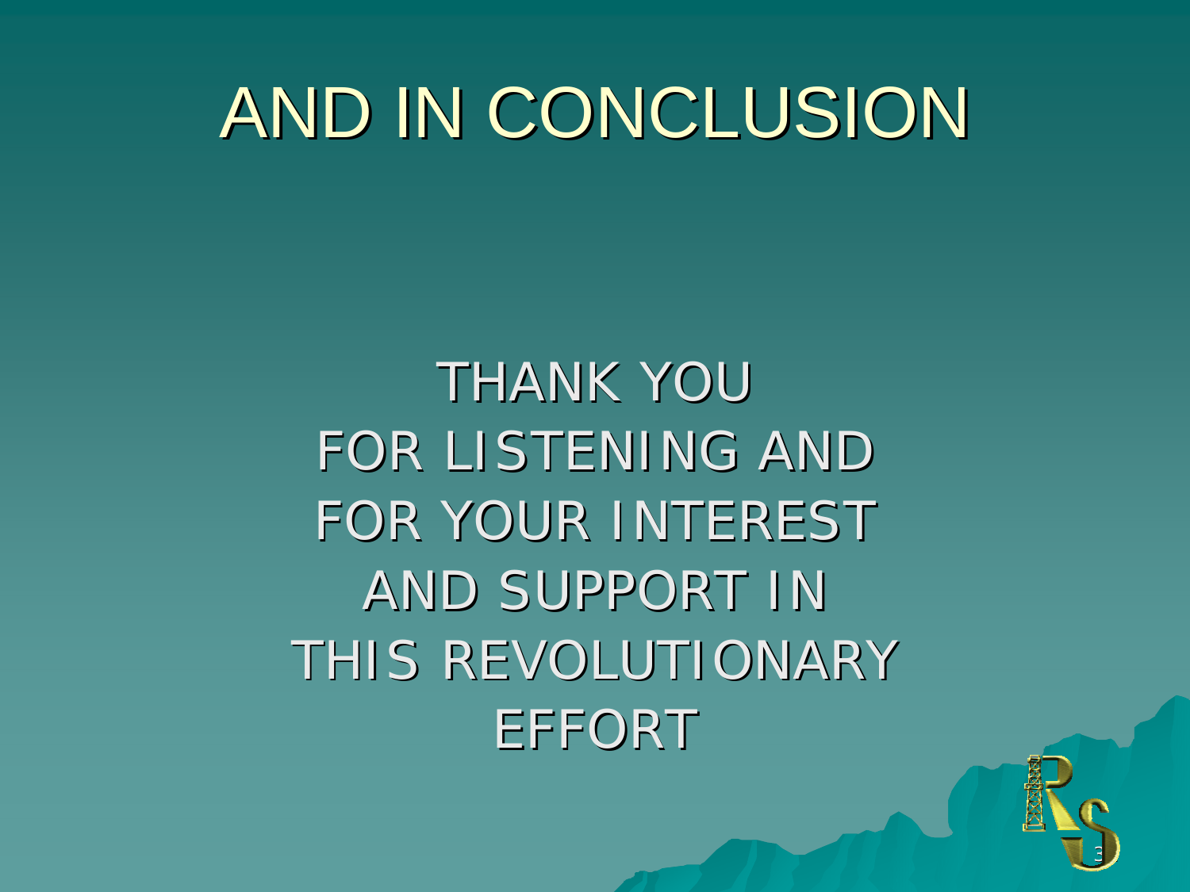# AND IN CONCLUSION

THANK YOU
FOR LISTENING AND
FOR YOUR INTEREST
AND SUPPORT IN
THIS REVOLUTIONARY
EFFORT